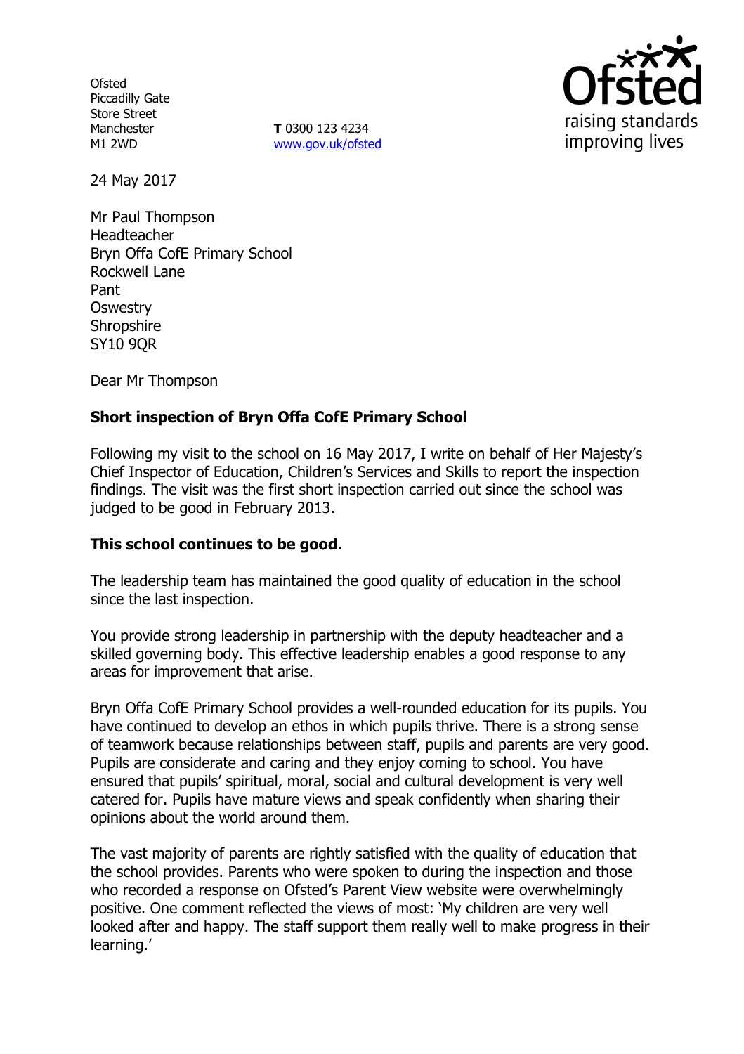Ofsted
Piccadilly Gate
Store Street
Manchester
M1 2WD

**T** 0300 123 4234
www.gov.uk/ofsted

24 May 2017

Mr Paul Thompson
Headteacher
Bryn Offa CofE Primary School
Rockwell Lane
Pant
Oswestry
Shropshire
SY10 9QR

Dear Mr Thompson

**Short inspection of Bryn Offa CofE Primary School**

Following my visit to the school on 16 May 2017, I write on behalf of Her Majesty's Chief Inspector of Education, Children's Services and Skills to report the inspection findings. The visit was the first short inspection carried out since the school was judged to be good in February 2013.

**This school continues to be good.**

The leadership team has maintained the good quality of education in the school since the last inspection.

You provide strong leadership in partnership with the deputy headteacher and a skilled governing body. This effective leadership enables a good response to any areas for improvement that arise.

Bryn Offa CofE Primary School provides a well-rounded education for its pupils. You have continued to develop an ethos in which pupils thrive. There is a strong sense of teamwork because relationships between staff, pupils and parents are very good. Pupils are considerate and caring and they enjoy coming to school. You have ensured that pupils' spiritual, moral, social and cultural development is very well catered for. Pupils have mature views and speak confidently when sharing their opinions about the world around them.

The vast majority of parents are rightly satisfied with the quality of education that the school provides. Parents who were spoken to during the inspection and those who recorded a response on Ofsted's Parent View website were overwhelmingly positive. One comment reflected the views of most: 'My children are very well looked after and happy. The staff support them really well to make progress in their learning.'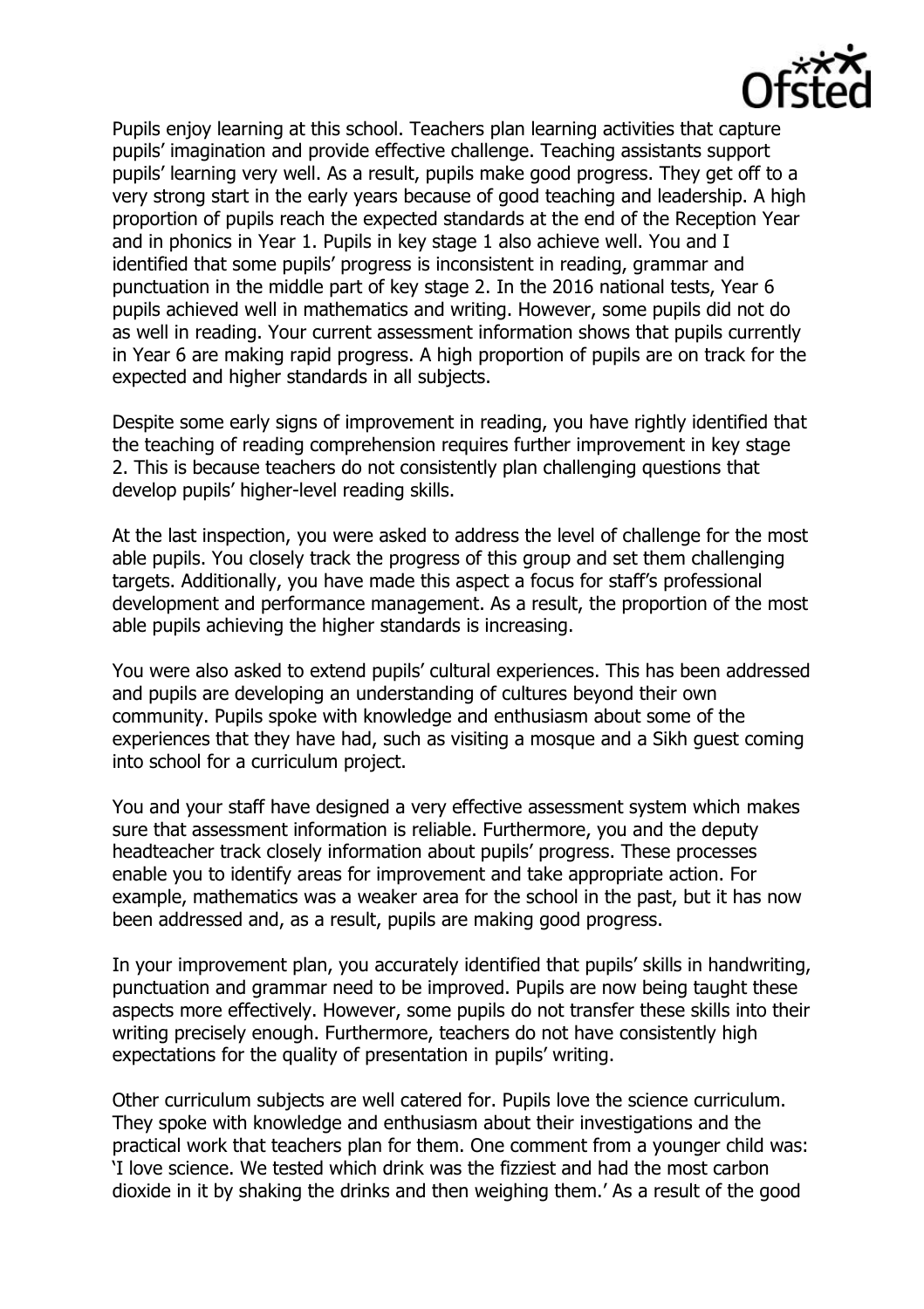Pupils enjoy learning at this school. Teachers plan learning activities that capture pupils' imagination and provide effective challenge. Teaching assistants support pupils' learning very well. As a result, pupils make good progress. They get off to a very strong start in the early years because of good teaching and leadership. A high proportion of pupils reach the expected standards at the end of the Reception Year and in phonics in Year 1. Pupils in key stage 1 also achieve well. You and I identified that some pupils' progress is inconsistent in reading, grammar and punctuation in the middle part of key stage 2. In the 2016 national tests, Year 6 pupils achieved well in mathematics and writing. However, some pupils did not do as well in reading. Your current assessment information shows that pupils currently in Year 6 are making rapid progress. A high proportion of pupils are on track for the expected and higher standards in all subjects.

Despite some early signs of improvement in reading, you have rightly identified that the teaching of reading comprehension requires further improvement in key stage 2. This is because teachers do not consistently plan challenging questions that develop pupils' higher-level reading skills.

At the last inspection, you were asked to address the level of challenge for the most able pupils. You closely track the progress of this group and set them challenging targets. Additionally, you have made this aspect a focus for staff's professional development and performance management. As a result, the proportion of the most able pupils achieving the higher standards is increasing.

You were also asked to extend pupils' cultural experiences. This has been addressed and pupils are developing an understanding of cultures beyond their own community. Pupils spoke with knowledge and enthusiasm about some of the experiences that they have had, such as visiting a mosque and a Sikh guest coming into school for a curriculum project.

You and your staff have designed a very effective assessment system which makes sure that assessment information is reliable. Furthermore, you and the deputy headteacher track closely information about pupils' progress. These processes enable you to identify areas for improvement and take appropriate action. For example, mathematics was a weaker area for the school in the past, but it has now been addressed and, as a result, pupils are making good progress.

In your improvement plan, you accurately identified that pupils' skills in handwriting, punctuation and grammar need to be improved. Pupils are now being taught these aspects more effectively. However, some pupils do not transfer these skills into their writing precisely enough. Furthermore, teachers do not have consistently high expectations for the quality of presentation in pupils' writing.

Other curriculum subjects are well catered for. Pupils love the science curriculum. They spoke with knowledge and enthusiasm about their investigations and the practical work that teachers plan for them. One comment from a younger child was: 'I love science. We tested which drink was the fizziest and had the most carbon dioxide in it by shaking the drinks and then weighing them.' As a result of the good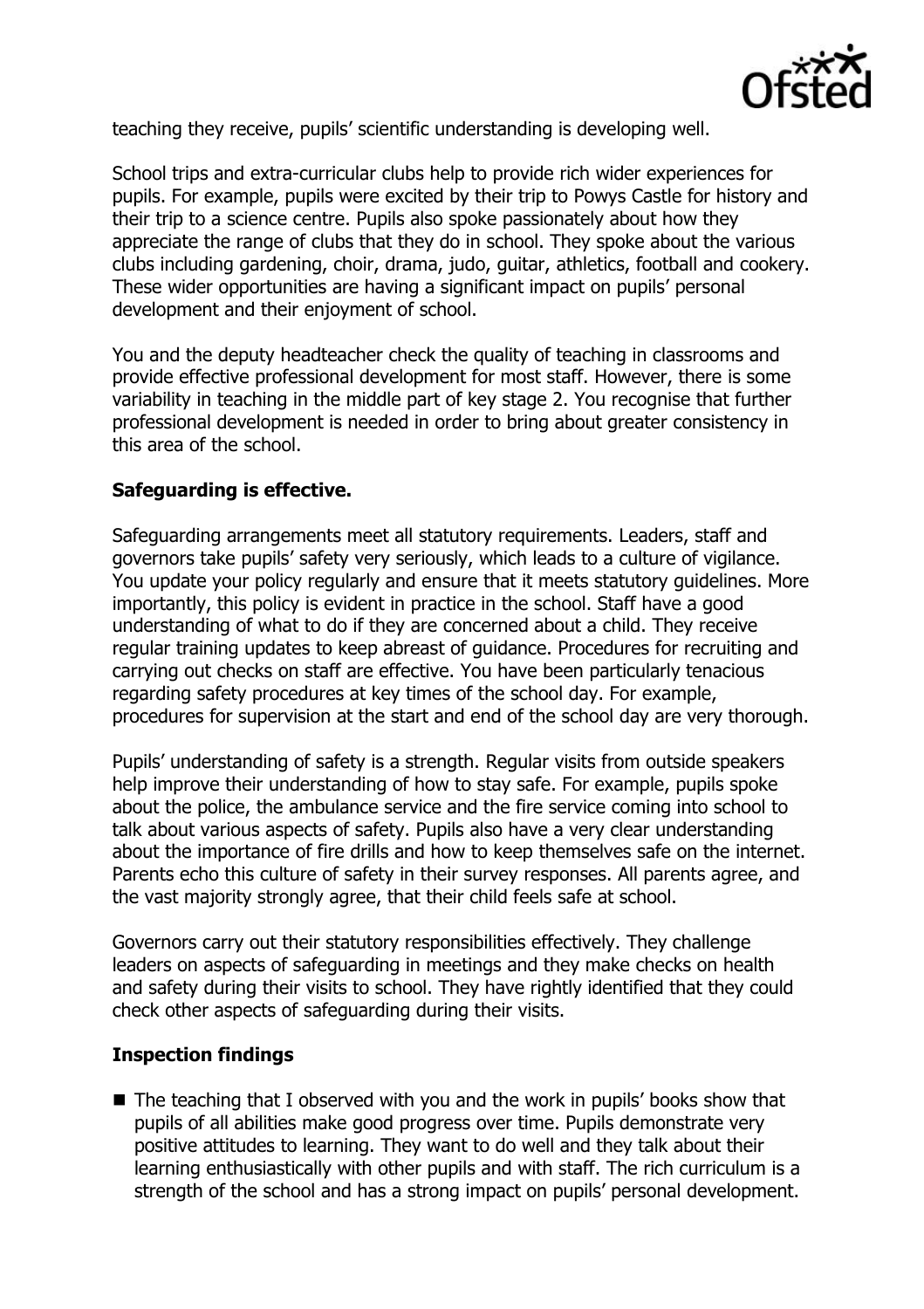teaching they receive, pupils' scientific understanding is developing well.

School trips and extra-curricular clubs help to provide rich wider experiences for pupils. For example, pupils were excited by their trip to Powys Castle for history and their trip to a science centre. Pupils also spoke passionately about how they appreciate the range of clubs that they do in school. They spoke about the various clubs including gardening, choir, drama, judo, guitar, athletics, football and cookery. These wider opportunities are having a significant impact on pupils' personal development and their enjoyment of school.

You and the deputy headteacher check the quality of teaching in classrooms and provide effective professional development for most staff. However, there is some variability in teaching in the middle part of key stage 2. You recognise that further professional development is needed in order to bring about greater consistency in this area of the school.

**Safeguarding is effective.**

Safeguarding arrangements meet all statutory requirements. Leaders, staff and governors take pupils' safety very seriously, which leads to a culture of vigilance. You update your policy regularly and ensure that it meets statutory guidelines. More importantly, this policy is evident in practice in the school. Staff have a good understanding of what to do if they are concerned about a child. They receive regular training updates to keep abreast of guidance. Procedures for recruiting and carrying out checks on staff are effective. You have been particularly tenacious regarding safety procedures at key times of the school day. For example, procedures for supervision at the start and end of the school day are very thorough.

Pupils' understanding of safety is a strength. Regular visits from outside speakers help improve their understanding of how to stay safe. For example, pupils spoke about the police, the ambulance service and the fire service coming into school to talk about various aspects of safety. Pupils also have a very clear understanding about the importance of fire drills and how to keep themselves safe on the internet. Parents echo this culture of safety in their survey responses. All parents agree, and the vast majority strongly agree, that their child feels safe at school.

Governors carry out their statutory responsibilities effectively. They challenge leaders on aspects of safeguarding in meetings and they make checks on health and safety during their visits to school. They have rightly identified that they could check other aspects of safeguarding during their visits.

**Inspection findings**

- The teaching that I observed with you and the work in pupils' books show that pupils of all abilities make good progress over time. Pupils demonstrate very positive attitudes to learning. They want to do well and they talk about their learning enthusiastically with other pupils and with staff. The rich curriculum is a strength of the school and has a strong impact on pupils' personal development.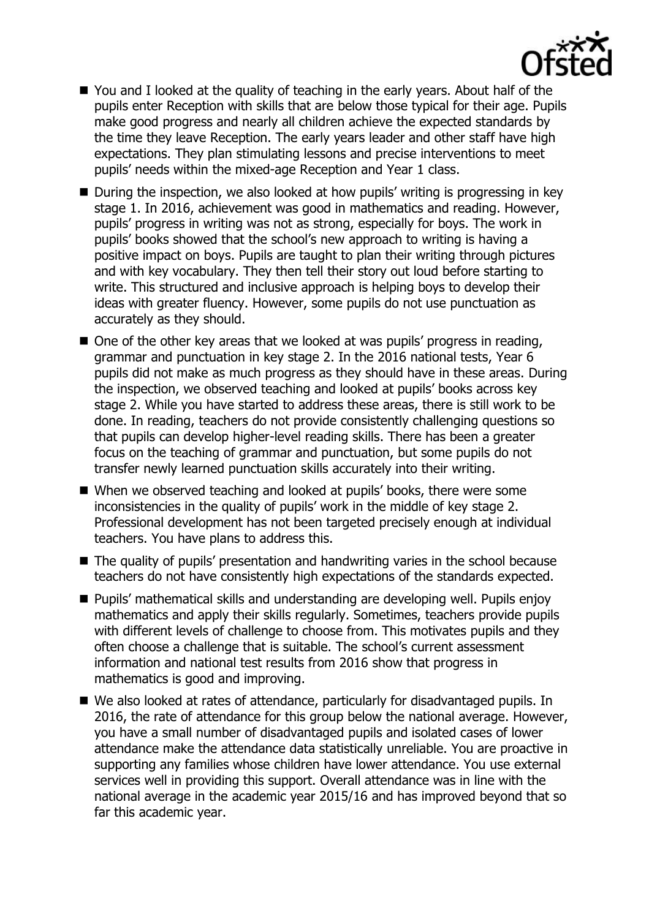- You and I looked at the quality of teaching in the early years. About half of the pupils enter Reception with skills that are below those typical for their age. Pupils make good progress and nearly all children achieve the expected standards by the time they leave Reception. The early years leader and other staff have high expectations. They plan stimulating lessons and precise interventions to meet pupils' needs within the mixed-age Reception and Year 1 class.
- During the inspection, we also looked at how pupils' writing is progressing in key stage 1. In 2016, achievement was good in mathematics and reading. However, pupils' progress in writing was not as strong, especially for boys. The work in pupils' books showed that the school's new approach to writing is having a positive impact on boys. Pupils are taught to plan their writing through pictures and with key vocabulary. They then tell their story out loud before starting to write. This structured and inclusive approach is helping boys to develop their ideas with greater fluency. However, some pupils do not use punctuation as accurately as they should.
- One of the other key areas that we looked at was pupils' progress in reading, grammar and punctuation in key stage 2. In the 2016 national tests, Year 6 pupils did not make as much progress as they should have in these areas. During the inspection, we observed teaching and looked at pupils' books across key stage 2. While you have started to address these areas, there is still work to be done. In reading, teachers do not provide consistently challenging questions so that pupils can develop higher-level reading skills. There has been a greater focus on the teaching of grammar and punctuation, but some pupils do not transfer newly learned punctuation skills accurately into their writing.
- When we observed teaching and looked at pupils' books, there were some inconsistencies in the quality of pupils' work in the middle of key stage 2. Professional development has not been targeted precisely enough at individual teachers. You have plans to address this.
- The quality of pupils' presentation and handwriting varies in the school because teachers do not have consistently high expectations of the standards expected.
- Pupils' mathematical skills and understanding are developing well. Pupils enjoy mathematics and apply their skills regularly. Sometimes, teachers provide pupils with different levels of challenge to choose from. This motivates pupils and they often choose a challenge that is suitable. The school's current assessment information and national test results from 2016 show that progress in mathematics is good and improving.
- We also looked at rates of attendance, particularly for disadvantaged pupils. In 2016, the rate of attendance for this group below the national average. However, you have a small number of disadvantaged pupils and isolated cases of lower attendance make the attendance data statistically unreliable. You are proactive in supporting any families whose children have lower attendance. You use external services well in providing this support. Overall attendance was in line with the national average in the academic year 2015/16 and has improved beyond that so far this academic year.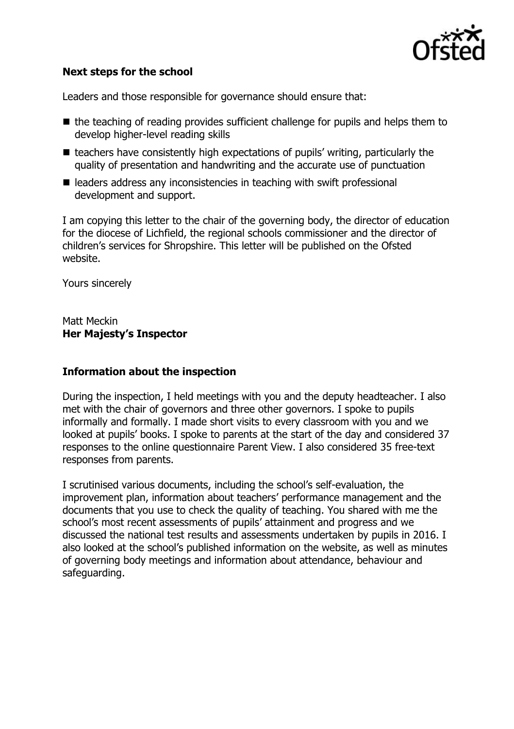**Next steps for the school**

Leaders and those responsible for governance should ensure that:

- the teaching of reading provides sufficient challenge for pupils and helps them to develop higher-level reading skills
- teachers have consistently high expectations of pupils' writing, particularly the quality of presentation and handwriting and the accurate use of punctuation
- leaders address any inconsistencies in teaching with swift professional development and support.

I am copying this letter to the chair of the governing body, the director of education for the diocese of Lichfield, the regional schools commissioner and the director of children's services for Shropshire. This letter will be published on the Ofsted website.

Yours sincerely

Matt Meckin
**Her Majesty's Inspector**

## Information about the inspection

During the inspection, I held meetings with you and the deputy headteacher. I also met with the chair of governors and three other governors. I spoke to pupils informally and formally. I made short visits to every classroom with you and we looked at pupils' books. I spoke to parents at the start of the day and considered 37 responses to the online questionnaire Parent View. I also considered 35 free-text responses from parents.

I scrutinised various documents, including the school's self-evaluation, the improvement plan, information about teachers' performance management and the documents that you use to check the quality of teaching. You shared with me the school's most recent assessments of pupils' attainment and progress and we discussed the national test results and assessments undertaken by pupils in 2016. I also looked at the school's published information on the website, as well as minutes of governing body meetings and information about attendance, behaviour and safeguarding.